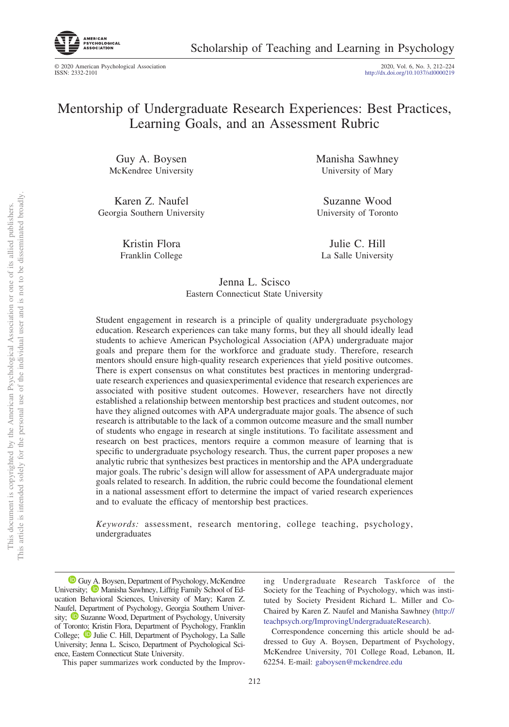# Mentorship of Undergraduate Research Experiences: Best Practices, Learning Goals, and an Assessment Rubric

Guy A. Boysen
McKendree University

Manisha Sawhney
University of Mary

Karen Z. Naufel
Georgia Southern University

Suzanne Wood
University of Toronto

Kristin Flora
Franklin College

Julie C. Hill
La Salle University

Jenna L. Scisco
Eastern Connecticut State University

Student engagement in research is a principle of quality undergraduate psychology education. Research experiences can take many forms, but they all should ideally lead students to achieve American Psychological Association (APA) undergraduate major goals and prepare them for the workforce and graduate study. Therefore, research mentors should ensure high-quality research experiences that yield positive outcomes. There is expert consensus on what constitutes best practices in mentoring undergraduate research experiences and quasiexperimental evidence that research experiences are associated with positive student outcomes. However, researchers have not directly established a relationship between mentorship best practices and student outcomes, nor have they aligned outcomes with APA undergraduate major goals. The absence of such research is attributable to the lack of a common outcome measure and the small number of students who engage in research at single institutions. To facilitate assessment and research on best practices, mentors require a common measure of learning that is specific to undergraduate psychology research. Thus, the current paper proposes a new analytic rubric that synthesizes best practices in mentorship and the APA undergraduate major goals. The rubric's design will allow for assessment of APA undergraduate major goals related to research. In addition, the rubric could become the foundational element in a national assessment effort to determine the impact of varied research experiences and to evaluate the efficacy of mentorship best practices.

*Keywords:* assessment, research mentoring, college teaching, psychology, undergraduates

---

Guy A. Boysen, Department of Psychology, McKendree University; Manisha Sawhney, Liffrig Family School of Education Behavioral Sciences, University of Mary; Karen Z. Naufel, Department of Psychology, Georgia Southern University; Suzanne Wood, Department of Psychology, University of Toronto; Kristin Flora, Department of Psychology, Franklin College; Julie C. Hill, Department of Psychology, La Salle University; Jenna L. Scisco, Department of Psychological Science, Eastern Connecticut State University.

This paper summarizes work conducted by the Improving Undergraduate Research Taskforce of the Society for the Teaching of Psychology, which was instituted by Society President Richard L. Miller and Co-Chaired by Karen Z. Naufel and Manisha Sawhney (http://teachpsych.org/ImprovingUndergraduateResearch).

Correspondence concerning this article should be addressed to Guy A. Boysen, Department of Psychology, McKendree University, 701 College Road, Lebanon, IL 62254. E-mail: gaboysen@mckendree.edu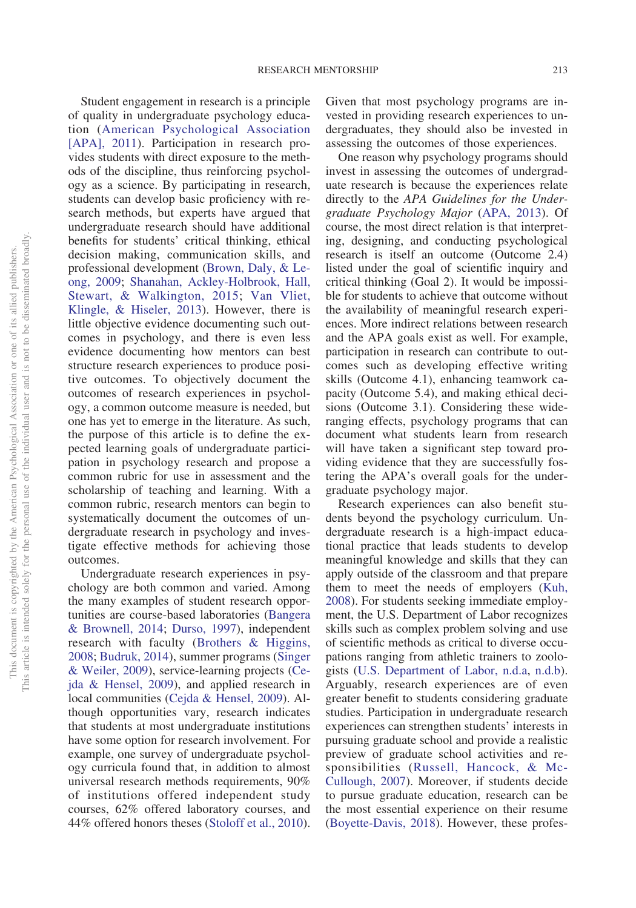Student engagement in research is a principle of quality in undergraduate psychology education (American Psychological Association [APA], 2011). Participation in research provides students with direct exposure to the methods of the discipline, thus reinforcing psychology as a science. By participating in research, students can develop basic proficiency with research methods, but experts have argued that undergraduate research should have additional benefits for students' critical thinking, ethical decision making, communication skills, and professional development (Brown, Daly, & Leong, 2009; Shanahan, Ackley-Holbrook, Hall, Stewart, & Walkington, 2015; Van Vliet, Klingle, & Hiseler, 2013). However, there is little objective evidence documenting such outcomes in psychology, and there is even less evidence documenting how mentors can best structure research experiences to produce positive outcomes. To objectively document the outcomes of research experiences in psychology, a common outcome measure is needed, but one has yet to emerge in the literature. As such, the purpose of this article is to define the expected learning goals of undergraduate participation in psychology research and propose a common rubric for use in assessment and the scholarship of teaching and learning. With a common rubric, research mentors can begin to systematically document the outcomes of undergraduate research in psychology and investigate effective methods for achieving those outcomes.

Undergraduate research experiences in psychology are both common and varied. Among the many examples of student research opportunities are course-based laboratories (Bangera & Brownell, 2014; Durso, 1997), independent research with faculty (Brothers & Higgins, 2008; Budruk, 2014), summer programs (Singer & Weiler, 2009), service-learning projects (Cejda & Hensel, 2009), and applied research in local communities (Cejda & Hensel, 2009). Although opportunities vary, research indicates that students at most undergraduate institutions have some option for research involvement. For example, one survey of undergraduate psychology curricula found that, in addition to almost universal research methods requirements, 90% of institutions offered independent study courses, 62% offered laboratory courses, and 44% offered honors theses (Stoloff et al., 2010). Given that most psychology programs are invested in providing research experiences to undergraduates, they should also be invested in assessing the outcomes of those experiences.

One reason why psychology programs should invest in assessing the outcomes of undergraduate research is because the experiences relate directly to the *APA Guidelines for the Undergraduate Psychology Major* (APA, 2013). Of course, the most direct relation is that interpreting, designing, and conducting psychological research is itself an outcome (Outcome 2.4) listed under the goal of scientific inquiry and critical thinking (Goal 2). It would be impossible for students to achieve that outcome without the availability of meaningful research experiences. More indirect relations between research and the APA goals exist as well. For example, participation in research can contribute to outcomes such as developing effective writing skills (Outcome 4.1), enhancing teamwork capacity (Outcome 5.4), and making ethical decisions (Outcome 3.1). Considering these wide-ranging effects, psychology programs that can document what students learn from research will have taken a significant step toward providing evidence that they are successfully fostering the APA's overall goals for the undergraduate psychology major.

Research experiences can also benefit students beyond the psychology curriculum. Undergraduate research is a high-impact educational practice that leads students to develop meaningful knowledge and skills that they can apply outside of the classroom and that prepare them to meet the needs of employers (Kuh, 2008). For students seeking immediate employment, the U.S. Department of Labor recognizes skills such as complex problem solving and use of scientific methods as critical to diverse occupations ranging from athletic trainers to zoologists (U.S. Department of Labor, n.d.a, n.d.b). Arguably, research experiences are of even greater benefit to students considering graduate studies. Participation in undergraduate research experiences can strengthen students' interests in pursuing graduate school and provide a realistic preview of graduate school activities and responsibilities (Russell, Hancock, & McCullough, 2007). Moreover, if students decide to pursue graduate education, research can be the most essential experience on their resume (Boyette-Davis, 2018). However, these profes-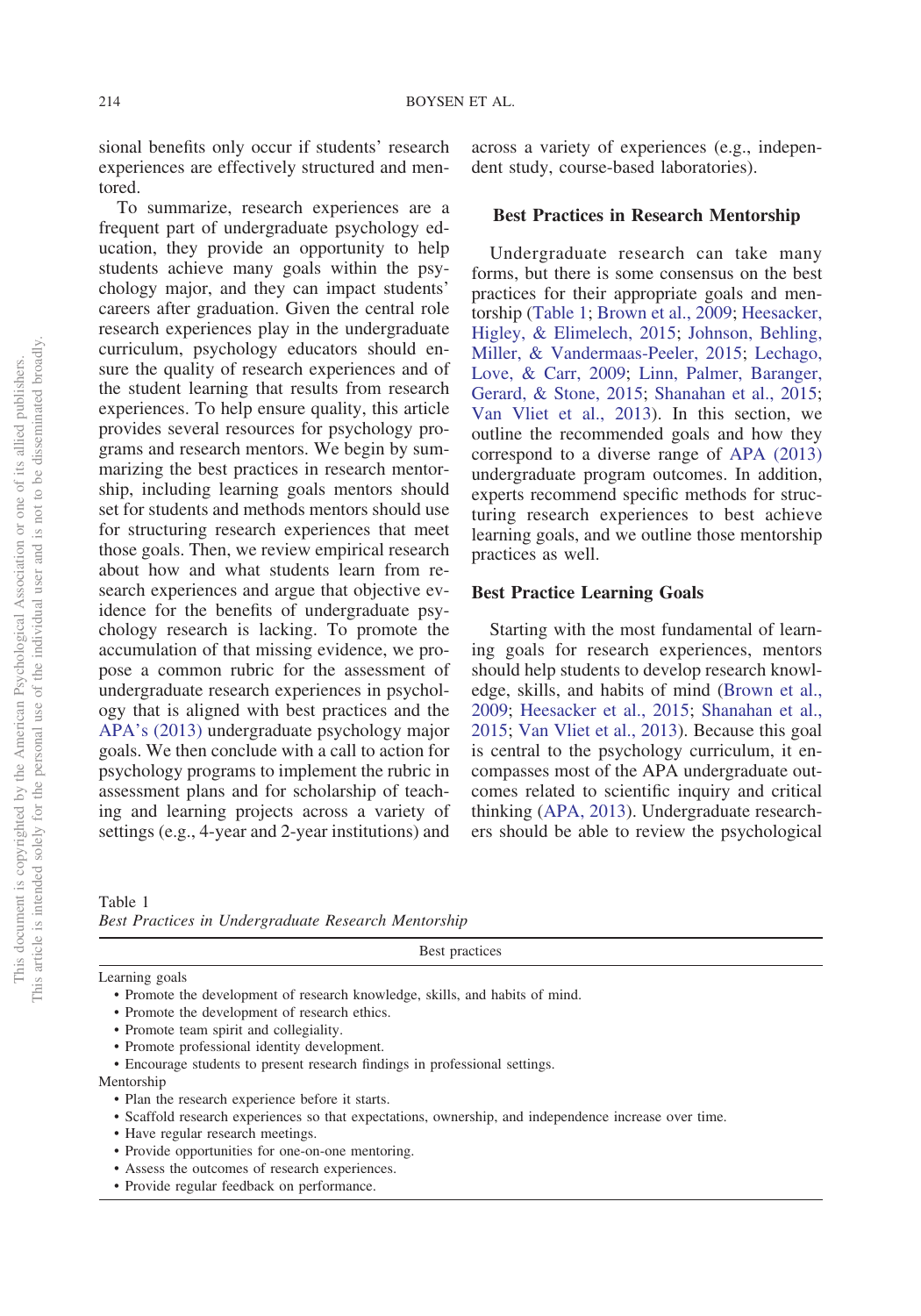sional benefits only occur if students' research experiences are effectively structured and mentored.

To summarize, research experiences are a frequent part of undergraduate psychology education, they provide an opportunity to help students achieve many goals within the psychology major, and they can impact students' careers after graduation. Given the central role research experiences play in the undergraduate curriculum, psychology educators should ensure the quality of research experiences and of the student learning that results from research experiences. To help ensure quality, this article provides several resources for psychology programs and research mentors. We begin by summarizing the best practices in research mentorship, including learning goals mentors should set for students and methods mentors should use for structuring research experiences that meet those goals. Then, we review empirical research about how and what students learn from research experiences and argue that objective evidence for the benefits of undergraduate psychology research is lacking. To promote the accumulation of that missing evidence, we propose a common rubric for the assessment of undergraduate research experiences in psychology that is aligned with best practices and the APA's (2013) undergraduate psychology major goals. We then conclude with a call to action for psychology programs to implement the rubric in assessment plans and for scholarship of teaching and learning projects across a variety of settings (e.g., 4-year and 2-year institutions) and across a variety of experiences (e.g., independent study, course-based laboratories).

## Best Practices in Research Mentorship

Undergraduate research can take many forms, but there is some consensus on the best practices for their appropriate goals and mentorship (Table 1; Brown et al., 2009; Heesacker, Higley, & Elimelech, 2015; Johnson, Behling, Miller, & Vandermaas-Peeler, 2015; Lechago, Love, & Carr, 2009; Linn, Palmer, Baranger, Gerard, & Stone, 2015; Shanahan et al., 2015; Van Vliet et al., 2013). In this section, we outline the recommended goals and how they correspond to a diverse range of APA (2013) undergraduate program outcomes. In addition, experts recommend specific methods for structuring research experiences to best achieve learning goals, and we outline those mentorship practices as well.

### Best Practice Learning Goals

Starting with the most fundamental of learning goals for research experiences, mentors should help students to develop research knowledge, skills, and habits of mind (Brown et al., 2009; Heesacker et al., 2015; Shanahan et al., 2015; Van Vliet et al., 2013). Because this goal is central to the psychology curriculum, it encompasses most of the APA undergraduate outcomes related to scientific inquiry and critical thinking (APA, 2013). Undergraduate researchers should be able to review the psychological

Table 1
*Best Practices in Undergraduate Research Mentorship*

| Best practices |
|---|
| Learning goals |
| • Promote the development of research knowledge, skills, and habits of mind. |
| • Promote the development of research ethics. |
| • Promote team spirit and collegiality. |
| • Promote professional identity development. |
| • Encourage students to present research findings in professional settings. |
| Mentorship |
| • Plan the research experience before it starts. |
| • Scaffold research experiences so that expectations, ownership, and independence increase over time. |
| • Have regular research meetings. |
| • Provide opportunities for one-on-one mentoring. |
| • Assess the outcomes of research experiences. |
| • Provide regular feedback on performance. |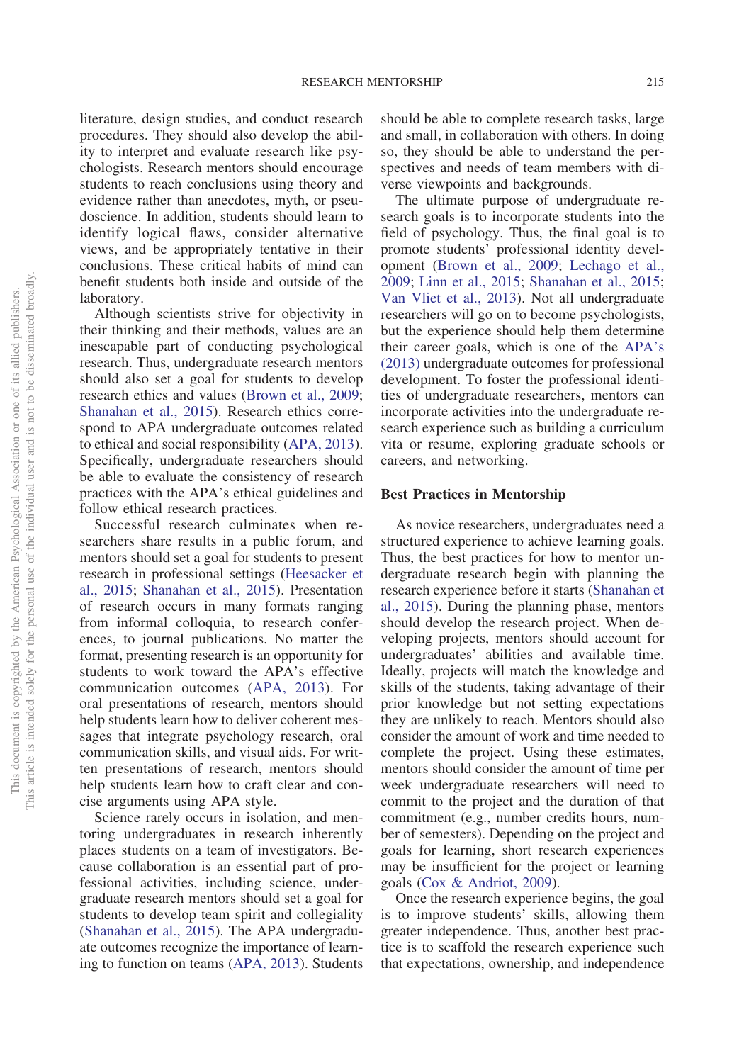literature, design studies, and conduct research procedures. They should also develop the ability to interpret and evaluate research like psychologists. Research mentors should encourage students to reach conclusions using theory and evidence rather than anecdotes, myth, or pseudoscience. In addition, students should learn to identify logical flaws, consider alternative views, and be appropriately tentative in their conclusions. These critical habits of mind can benefit students both inside and outside of the laboratory.

Although scientists strive for objectivity in their thinking and their methods, values are an inescapable part of conducting psychological research. Thus, undergraduate research mentors should also set a goal for students to develop research ethics and values (Brown et al., 2009; Shanahan et al., 2015). Research ethics correspond to APA undergraduate outcomes related to ethical and social responsibility (APA, 2013). Specifically, undergraduate researchers should be able to evaluate the consistency of research practices with the APA's ethical guidelines and follow ethical research practices.

Successful research culminates when researchers share results in a public forum, and mentors should set a goal for students to present research in professional settings (Heesacker et al., 2015; Shanahan et al., 2015). Presentation of research occurs in many formats ranging from informal colloquia, to research conferences, to journal publications. No matter the format, presenting research is an opportunity for students to work toward the APA's effective communication outcomes (APA, 2013). For oral presentations of research, mentors should help students learn how to deliver coherent messages that integrate psychology research, oral communication skills, and visual aids. For written presentations of research, mentors should help students learn how to craft clear and concise arguments using APA style.

Science rarely occurs in isolation, and mentoring undergraduates in research inherently places students on a team of investigators. Because collaboration is an essential part of professional activities, including science, undergraduate research mentors should set a goal for students to develop team spirit and collegiality (Shanahan et al., 2015). The APA undergraduate outcomes recognize the importance of learning to function on teams (APA, 2013). Students should be able to complete research tasks, large and small, in collaboration with others. In doing so, they should be able to understand the perspectives and needs of team members with diverse viewpoints and backgrounds.

The ultimate purpose of undergraduate research goals is to incorporate students into the field of psychology. Thus, the final goal is to promote students' professional identity development (Brown et al., 2009; Lechago et al., 2009; Linn et al., 2015; Shanahan et al., 2015; Van Vliet et al., 2013). Not all undergraduate researchers will go on to become psychologists, but the experience should help them determine their career goals, which is one of the APA's (2013) undergraduate outcomes for professional development. To foster the professional identities of undergraduate researchers, mentors can incorporate activities into the undergraduate research experience such as building a curriculum vita or resume, exploring graduate schools or careers, and networking.

## Best Practices in Mentorship

As novice researchers, undergraduates need a structured experience to achieve learning goals. Thus, the best practices for how to mentor undergraduate research begin with planning the research experience before it starts (Shanahan et al., 2015). During the planning phase, mentors should develop the research project. When developing projects, mentors should account for undergraduates' abilities and available time. Ideally, projects will match the knowledge and skills of the students, taking advantage of their prior knowledge but not setting expectations they are unlikely to reach. Mentors should also consider the amount of work and time needed to complete the project. Using these estimates, mentors should consider the amount of time per week undergraduate researchers will need to commit to the project and the duration of that commitment (e.g., number credits hours, number of semesters). Depending on the project and goals for learning, short research experiences may be insufficient for the project or learning goals (Cox & Andriot, 2009).

Once the research experience begins, the goal is to improve students' skills, allowing them greater independence. Thus, another best practice is to scaffold the research experience such that expectations, ownership, and independence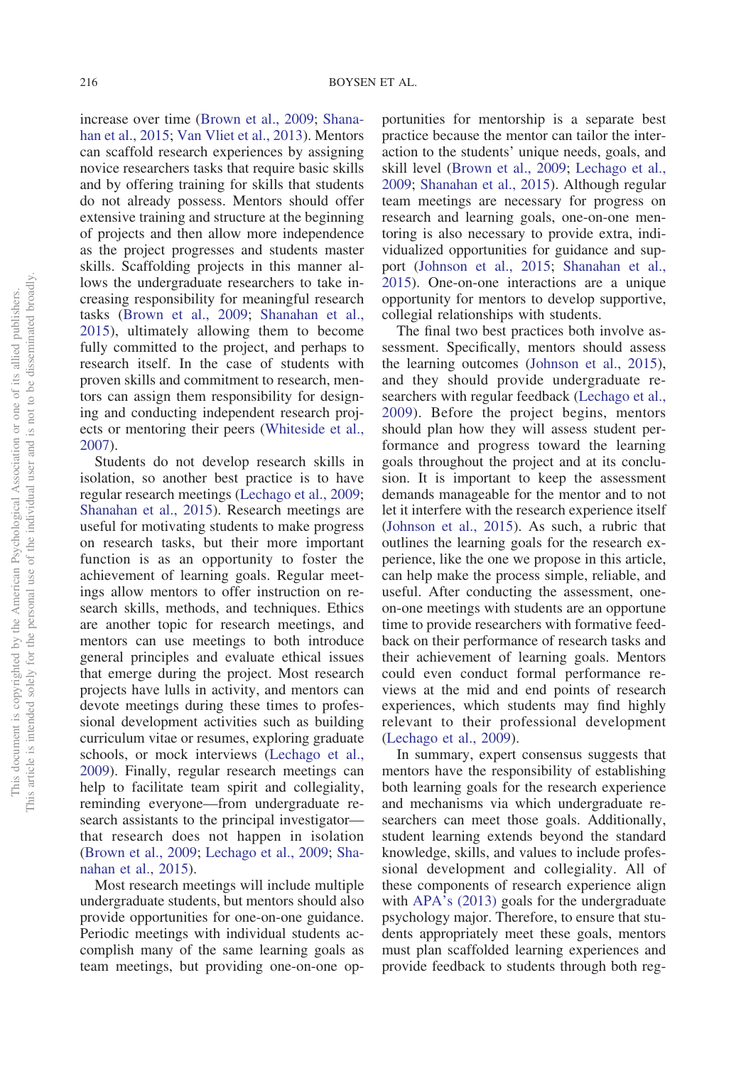increase over time (Brown et al., 2009; Shanahan et al., 2015; Van Vliet et al., 2013). Mentors can scaffold research experiences by assigning novice researchers tasks that require basic skills and by offering training for skills that students do not already possess. Mentors should offer extensive training and structure at the beginning of projects and then allow more independence as the project progresses and students master skills. Scaffolding projects in this manner allows the undergraduate researchers to take increasing responsibility for meaningful research tasks (Brown et al., 2009; Shanahan et al., 2015), ultimately allowing them to become fully committed to the project, and perhaps to research itself. In the case of students with proven skills and commitment to research, mentors can assign them responsibility for designing and conducting independent research projects or mentoring their peers (Whiteside et al., 2007).

Students do not develop research skills in isolation, so another best practice is to have regular research meetings (Lechago et al., 2009; Shanahan et al., 2015). Research meetings are useful for motivating students to make progress on research tasks, but their more important function is as an opportunity to foster the achievement of learning goals. Regular meetings allow mentors to offer instruction on research skills, methods, and techniques. Ethics are another topic for research meetings, and mentors can use meetings to both introduce general principles and evaluate ethical issues that emerge during the project. Most research projects have lulls in activity, and mentors can devote meetings during these times to professional development activities such as building curriculum vitae or resumes, exploring graduate schools, or mock interviews (Lechago et al., 2009). Finally, regular research meetings can help to facilitate team spirit and collegiality, reminding everyone—from undergraduate research assistants to the principal investigator—that research does not happen in isolation (Brown et al., 2009; Lechago et al., 2009; Shanahan et al., 2015).

Most research meetings will include multiple undergraduate students, but mentors should also provide opportunities for one-on-one guidance. Periodic meetings with individual students accomplish many of the same learning goals as team meetings, but providing one-on-one opportunities for mentorship is a separate best practice because the mentor can tailor the interaction to the students' unique needs, goals, and skill level (Brown et al., 2009; Lechago et al., 2009; Shanahan et al., 2015). Although regular team meetings are necessary for progress on research and learning goals, one-on-one mentoring is also necessary to provide extra, individualized opportunities for guidance and support (Johnson et al., 2015; Shanahan et al., 2015). One-on-one interactions are a unique opportunity for mentors to develop supportive, collegial relationships with students.

The final two best practices both involve assessment. Specifically, mentors should assess the learning outcomes (Johnson et al., 2015), and they should provide undergraduate researchers with regular feedback (Lechago et al., 2009). Before the project begins, mentors should plan how they will assess student performance and progress toward the learning goals throughout the project and at its conclusion. It is important to keep the assessment demands manageable for the mentor and to not let it interfere with the research experience itself (Johnson et al., 2015). As such, a rubric that outlines the learning goals for the research experience, like the one we propose in this article, can help make the process simple, reliable, and useful. After conducting the assessment, one-on-one meetings with students are an opportune time to provide researchers with formative feedback on their performance of research tasks and their achievement of learning goals. Mentors could even conduct formal performance reviews at the mid and end points of research experiences, which students may find highly relevant to their professional development (Lechago et al., 2009).

In summary, expert consensus suggests that mentors have the responsibility of establishing both learning goals for the research experience and mechanisms via which undergraduate researchers can meet those goals. Additionally, student learning extends beyond the standard knowledge, skills, and values to include professional development and collegiality. All of these components of research experience align with APA's (2013) goals for the undergraduate psychology major. Therefore, to ensure that students appropriately meet these goals, mentors must plan scaffolded learning experiences and provide feedback to students through both reg-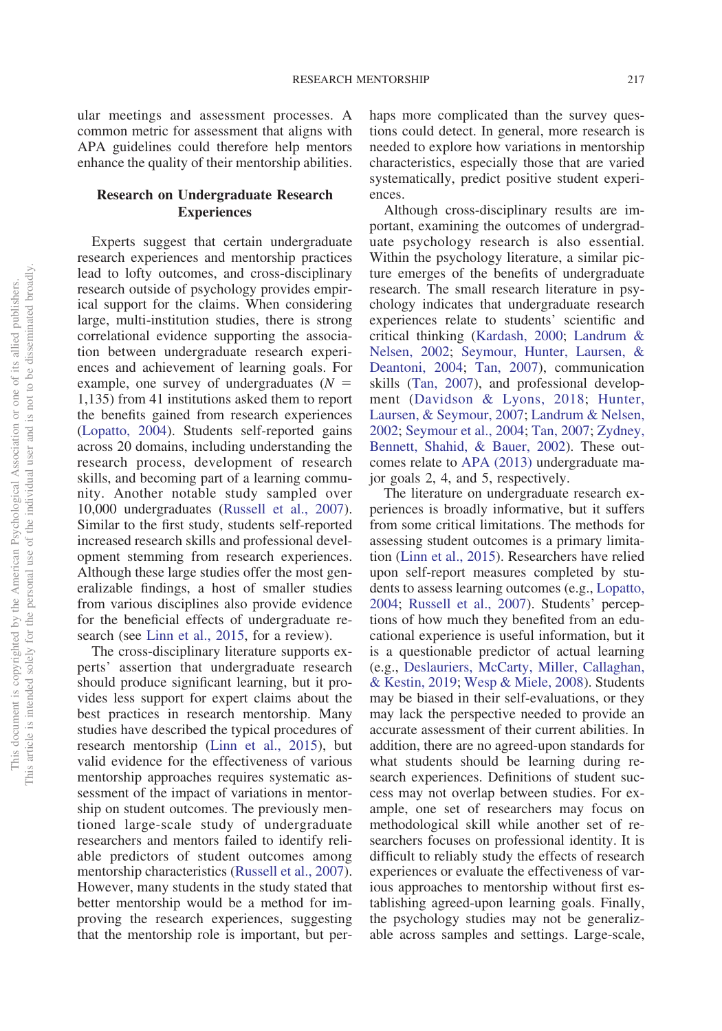ular meetings and assessment processes. A common metric for assessment that aligns with APA guidelines could therefore help mentors enhance the quality of their mentorship abilities.

## Research on Undergraduate Research Experiences

Experts suggest that certain undergraduate research experiences and mentorship practices lead to lofty outcomes, and cross-disciplinary research outside of psychology provides empirical support for the claims. When considering large, multi-institution studies, there is strong correlational evidence supporting the association between undergraduate research experiences and achievement of learning goals. For example, one survey of undergraduates ($N$ = 1,135) from 41 institutions asked them to report the benefits gained from research experiences (Lopatto, 2004). Students self-reported gains across 20 domains, including understanding the research process, development of research skills, and becoming part of a learning community. Another notable study sampled over 10,000 undergraduates (Russell et al., 2007). Similar to the first study, students self-reported increased research skills and professional development stemming from research experiences. Although these large studies offer the most generalizable findings, a host of smaller studies from various disciplines also provide evidence for the beneficial effects of undergraduate research (see Linn et al., 2015, for a review).

The cross-disciplinary literature supports experts' assertion that undergraduate research should produce significant learning, but it provides less support for expert claims about the best practices in research mentorship. Many studies have described the typical procedures of research mentorship (Linn et al., 2015), but valid evidence for the effectiveness of various mentorship approaches requires systematic assessment of the impact of variations in mentorship on student outcomes. The previously mentioned large-scale study of undergraduate researchers and mentors failed to identify reliable predictors of student outcomes among mentorship characteristics (Russell et al., 2007). However, many students in the study stated that better mentorship would be a method for improving the research experiences, suggesting that the mentorship role is important, but perhaps more complicated than the survey questions could detect. In general, more research is needed to explore how variations in mentorship characteristics, especially those that are varied systematically, predict positive student experiences.

Although cross-disciplinary results are important, examining the outcomes of undergraduate psychology research is also essential. Within the psychology literature, a similar picture emerges of the benefits of undergraduate research. The small research literature in psychology indicates that undergraduate research experiences relate to students' scientific and critical thinking (Kardash, 2000; Landrum & Nelsen, 2002; Seymour, Hunter, Laursen, & Deantoni, 2004; Tan, 2007), communication skills (Tan, 2007), and professional development (Davidson & Lyons, 2018; Hunter, Laursen, & Seymour, 2007; Landrum & Nelsen, 2002; Seymour et al., 2004; Tan, 2007; Zydney, Bennett, Shahid, & Bauer, 2002). These outcomes relate to APA (2013) undergraduate major goals 2, 4, and 5, respectively.

The literature on undergraduate research experiences is broadly informative, but it suffers from some critical limitations. The methods for assessing student outcomes is a primary limitation (Linn et al., 2015). Researchers have relied upon self-report measures completed by students to assess learning outcomes (e.g., Lopatto, 2004; Russell et al., 2007). Students' perceptions of how much they benefited from an educational experience is useful information, but it is a questionable predictor of actual learning (e.g., Deslauriers, McCarty, Miller, Callaghan, & Kestin, 2019; Wesp & Miele, 2008). Students may be biased in their self-evaluations, or they may lack the perspective needed to provide an accurate assessment of their current abilities. In addition, there are no agreed-upon standards for what students should be learning during research experiences. Definitions of student success may not overlap between studies. For example, one set of researchers may focus on methodological skill while another set of researchers focuses on professional identity. It is difficult to reliably study the effects of research experiences or evaluate the effectiveness of various approaches to mentorship without first establishing agreed-upon learning goals. Finally, the psychology studies may not be generalizable across samples and settings. Large-scale,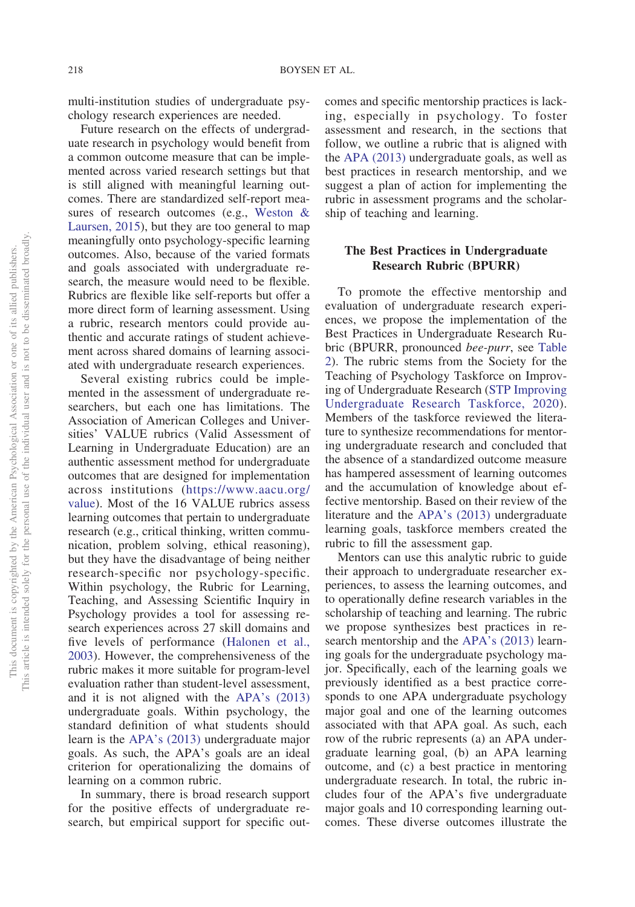multi-institution studies of undergraduate psychology research experiences are needed.

Future research on the effects of undergraduate research in psychology would benefit from a common outcome measure that can be implemented across varied research settings but that is still aligned with meaningful learning outcomes. There are standardized self-report measures of research outcomes (e.g., Weston & Laursen, 2015), but they are too general to map meaningfully onto psychology-specific learning outcomes. Also, because of the varied formats and goals associated with undergraduate research, the measure would need to be flexible. Rubrics are flexible like self-reports but offer a more direct form of learning assessment. Using a rubric, research mentors could provide authentic and accurate ratings of student achievement across shared domains of learning associated with undergraduate research experiences.

Several existing rubrics could be implemented in the assessment of undergraduate researchers, but each one has limitations. The Association of American Colleges and Universities' VALUE rubrics (Valid Assessment of Learning in Undergraduate Education) are an authentic assessment method for undergraduate outcomes that are designed for implementation across institutions (https://www.aacu.org/value). Most of the 16 VALUE rubrics assess learning outcomes that pertain to undergraduate research (e.g., critical thinking, written communication, problem solving, ethical reasoning), but they have the disadvantage of being neither research-specific nor psychology-specific. Within psychology, the Rubric for Learning, Teaching, and Assessing Scientific Inquiry in Psychology provides a tool for assessing research experiences across 27 skill domains and five levels of performance (Halonen et al., 2003). However, the comprehensiveness of the rubric makes it more suitable for program-level evaluation rather than student-level assessment, and it is not aligned with the APA's (2013) undergraduate goals. Within psychology, the standard definition of what students should learn is the APA's (2013) undergraduate major goals. As such, the APA's goals are an ideal criterion for operationalizing the domains of learning on a common rubric.

In summary, there is broad research support for the positive effects of undergraduate research, but empirical support for specific outcomes and specific mentorship practices is lacking, especially in psychology. To foster assessment and research, in the sections that follow, we outline a rubric that is aligned with the APA (2013) undergraduate goals, as well as best practices in research mentorship, and we suggest a plan of action for implementing the rubric in assessment programs and the scholarship of teaching and learning.

## The Best Practices in Undergraduate Research Rubric (BPURR)

To promote the effective mentorship and evaluation of undergraduate research experiences, we propose the implementation of the Best Practices in Undergraduate Research Rubric (BPURR, pronounced *bee-purr*, see Table 2). The rubric stems from the Society for the Teaching of Psychology Taskforce on Improving of Undergraduate Research (STP Improving Undergraduate Research Taskforce, 2020). Members of the taskforce reviewed the literature to synthesize recommendations for mentoring undergraduate research and concluded that the absence of a standardized outcome measure has hampered assessment of learning outcomes and the accumulation of knowledge about effective mentorship. Based on their review of the literature and the APA's (2013) undergraduate learning goals, taskforce members created the rubric to fill the assessment gap.

Mentors can use this analytic rubric to guide their approach to undergraduate researcher experiences, to assess the learning outcomes, and to operationally define research variables in the scholarship of teaching and learning. The rubric we propose synthesizes best practices in research mentorship and the APA's (2013) learning goals for the undergraduate psychology major. Specifically, each of the learning goals we previously identified as a best practice corresponds to one APA undergraduate psychology major goal and one of the learning outcomes associated with that APA goal. As such, each row of the rubric represents (a) an APA undergraduate learning goal, (b) an APA learning outcome, and (c) a best practice in mentoring undergraduate research. In total, the rubric includes four of the APA's five undergraduate major goals and 10 corresponding learning outcomes. These diverse outcomes illustrate the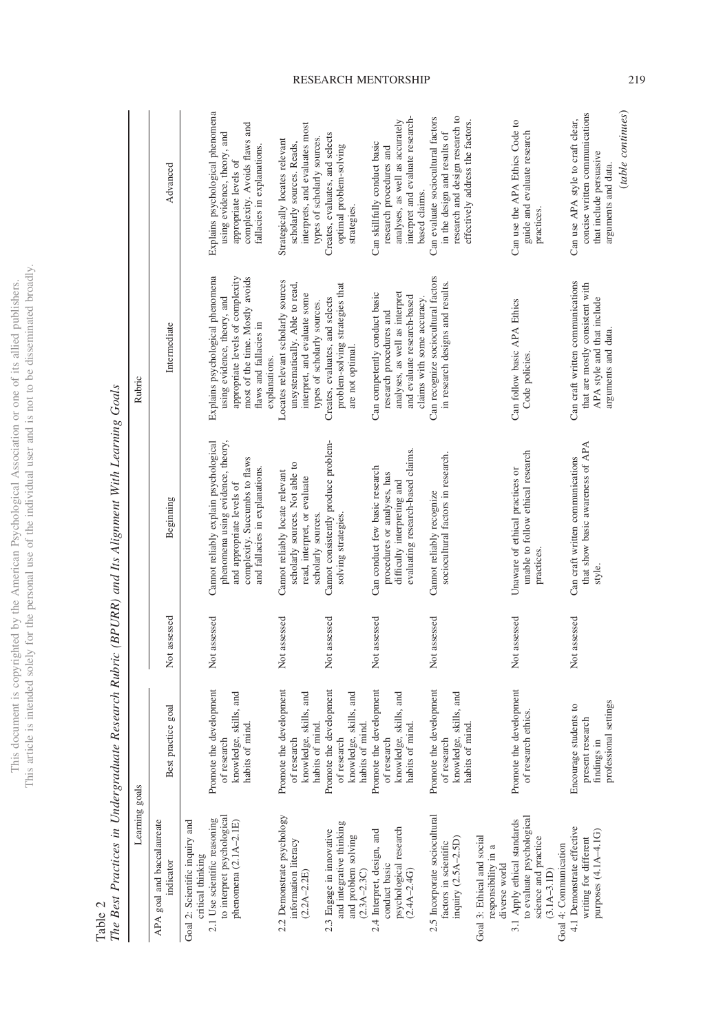Table 2

*The Best Practices in Undergraduate Research Rubric (BPURR) and Its Alignment With Learning Goals*

| Learning goals | | Rubric | | | |
|---|---|---|---|---|---|
| APA goal and baccalaureate indicator | Best practice goal | Not assessed | Beginning | Intermediate | Advanced |
| Goal 2: Scientific inquiry and critical thinking | | | | | |
| 2.1 Use scientific reasoning to interpret psychological phenomena (2.1A–2.1E) | Promote the development of research knowledge, skills, and habits of mind. | Not assessed | Cannot reliably explain psychological phenomena using evidence, theory, and appropriate levels of complexity. Succumbs to flaws and fallacies in explanations. | Explains psychological phenomena using evidence, theory, and appropriate levels of complexity most of the time. Mostly avoids flaws and fallacies in explanations. | Explains psychological phenomena using evidence, theory, and appropriate levels of complexity. Avoids flaws and fallacies in explanations. |
| 2.2 Demonstrate psychology information literacy (2.2A–2.2E) | Promote the development of research knowledge, skills, and habits of mind. | Not assessed | Cannot reliably locate relevant scholarly sources. Not able to read, interpret, or evaluate scholarly sources. | Locates relevant scholarly sources unsystematically. Able to read, interpret, and evaluate some types of scholarly sources. | Strategically locates relevant scholarly sources. Reads, interprets, and evaluates most types of scholarly sources. |
| 2.3 Engage in innovative and integrative thinking and problem solving (2.3A–2.3C) | Promote the development of research knowledge, skills, and habits of mind. | Not assessed | Cannot consistently produce problem-solving strategies. | Creates, evaluates, and selects problem-solving strategies that are not optimal. | Creates, evaluates, and selects optimal problem-solving strategies. |
| 2.4 Interpret, design, and conduct basic psychological research (2.4A–2.4G) | Promote the development of research knowledge, skills, and habits of mind. | Not assessed | Can conduct few basic research procedures or analyses, has difficulty interpreting and evaluating research-based claims. | Can competently conduct basic research procedures and analyses, as well as interpret and evaluate research-based claims with some accuracy. | Can skillfully conduct basic research procedures and analyses, as well as accurately interpret and evaluate research-based claims. |
| 2.5 Incorporate sociocultural factors in scientific inquiry (2.5A–2.5D) | Promote the development of research knowledge, skills, and habits of mind. | Not assessed | Cannot reliably recognize sociocultural factors in research. | Can recognize sociocultural factors in research designs and results. | Can evaluate sociocultural factors in the design and results of research and design research to effectively address the factors. |
| Goal 3: Ethical and social responsibility in a diverse world | | | | | |
| 3.1 Apply ethical standards to evaluate psychological science and practice (3.1A–3.1D) | Promote the development of research ethics. | Not assessed | Unaware of ethical practices or unable to follow ethical research practices. | Can follow basic APA Ethics Code policies. | Can use the APA Ethics Code to guide and evaluate research practices. |
| Goal 4: Communication | | | | | |
| 4.1 Demonstrate effective writing for different purposes (4.1A–4.1G) | Encourage students to present research findings in professional settings | Not assessed | Can craft written communications that show basic awareness of APA style. | Can craft written communications that are mostly consistent with APA style and that include arguments and data. | Can use APA style to craft clear, concise written communications that include persuasive arguments and data. |

(*table continues*)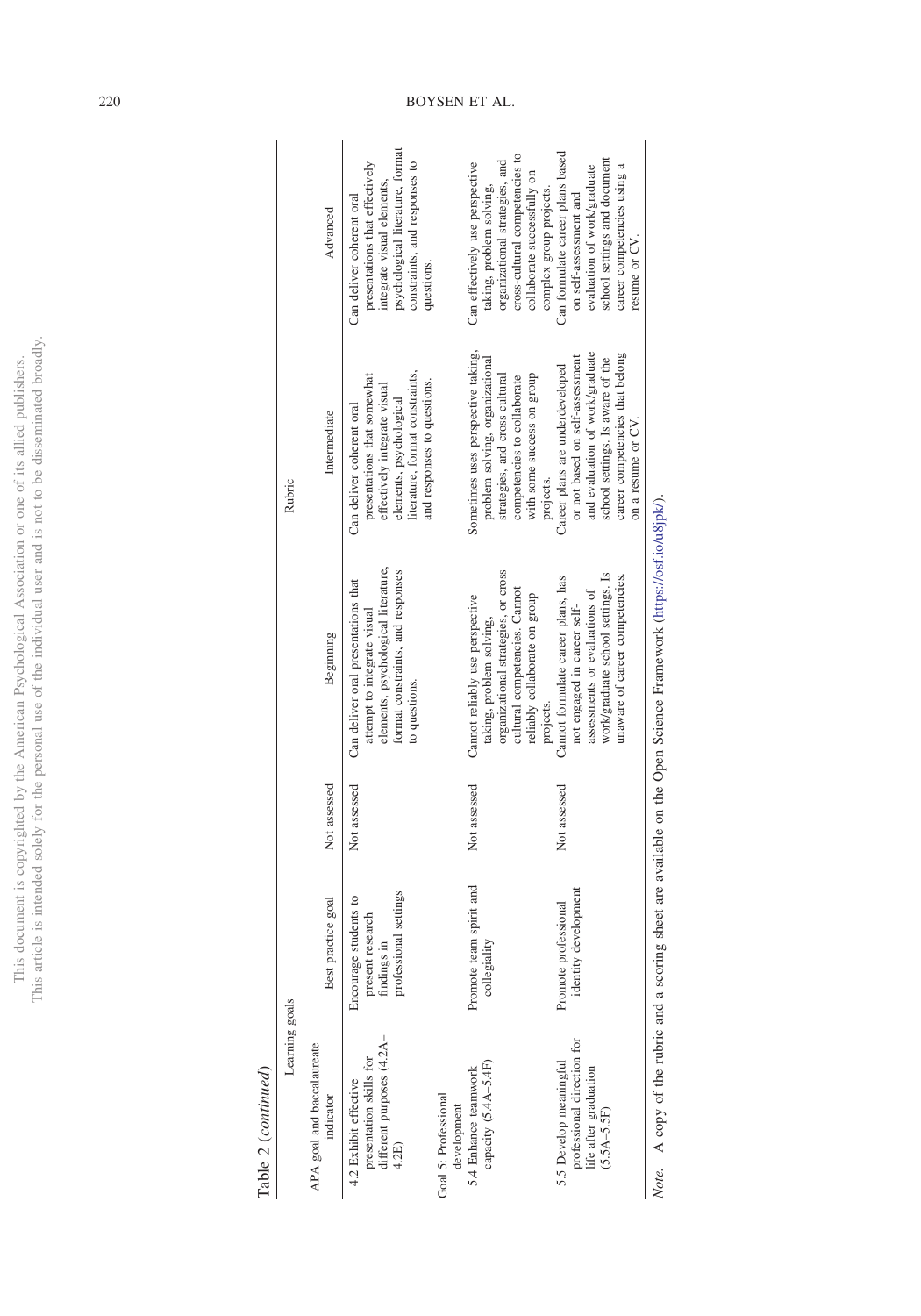Table 2 (*continued*)

| Learning goals | | Rubric | | | |
|---|---|---|---|---|---|
| APA goal and baccalaureate indicator | Best practice goal | Not assessed | Beginning | Intermediate | Advanced |
| 4.2 Exhibit effective presentation skills for different purposes (4.2A–4.2E) | Encourage students to present research findings in professional settings | Not assessed | Can deliver oral presentations that attempt to integrate visual elements, psychological literature, format constraints, and responses to questions. | Can deliver coherent oral presentations that somewhat effectively integrate visual elements, psychological literature, format constraints, and responses to questions. | Can deliver coherent oral presentations that effectively integrate visual elements, psychological literature, format constraints, and responses to questions. |
| Goal 5: Professional development | | | | | |
| 5.4 Enhance teamwork capacity (5.4A–5.4F) | Promote team spirit and collegiality | Not assessed | Cannot reliably use perspective taking, problem solving, organizational strategies, or cross-cultural competencies. Cannot reliably collaborate on group projects. | Sometimes uses perspective taking, problem solving, organizational strategies, and cross-cultural competencies to collaborate with some success on group projects. | Can effectively use perspective taking, problem solving, organizational strategies, and cross-cultural competencies to collaborate successfully on complex group projects. |
| 5.5 Develop meaningful professional direction for life after graduation (5.5A–5.5F) | Promote professional identity development | Not assessed | Cannot formulate career plans, has not engaged in career self-assessments or evaluations of work/graduate school settings. Is unaware of career competencies. | Career plans are underdeveloped or not based on self-assessment and evaluation of work/graduate school settings. Is aware of the career competencies that belong on a resume or CV. | Can formulate career plans based on self-assessment and evaluation of work/graduate school settings and document career competencies using a resume or CV. |

*Note.* A copy of the rubric and a scoring sheet are available on the Open Science Framework (https://osf.io/u8jpk/).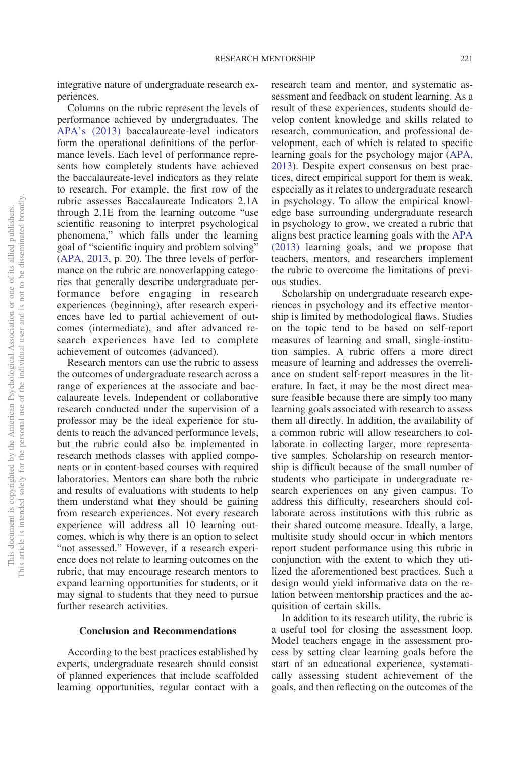integrative nature of undergraduate research experiences.

Columns on the rubric represent the levels of performance achieved by undergraduates. The APA's (2013) baccalaureate-level indicators form the operational definitions of the performance levels. Each level of performance represents how completely students have achieved the baccalaureate-level indicators as they relate to research. For example, the first row of the rubric assesses Baccalaureate Indicators 2.1A through 2.1E from the learning outcome "use scientific reasoning to interpret psychological phenomena," which falls under the learning goal of "scientific inquiry and problem solving" (APA, 2013, p. 20). The three levels of performance on the rubric are nonoverlapping categories that generally describe undergraduate performance before engaging in research experiences (beginning), after research experiences have led to partial achievement of outcomes (intermediate), and after advanced research experiences have led to complete achievement of outcomes (advanced).

Research mentors can use the rubric to assess the outcomes of undergraduate research across a range of experiences at the associate and baccalaureate levels. Independent or collaborative research conducted under the supervision of a professor may be the ideal experience for students to reach the advanced performance levels, but the rubric could also be implemented in research methods classes with applied components or in content-based courses with required laboratories. Mentors can share both the rubric and results of evaluations with students to help them understand what they should be gaining from research experiences. Not every research experience will address all 10 learning outcomes, which is why there is an option to select "not assessed." However, if a research experience does not relate to learning outcomes on the rubric, that may encourage research mentors to expand learning opportunities for students, or it may signal to students that they need to pursue further research activities.

## Conclusion and Recommendations

According to the best practices established by experts, undergraduate research should consist of planned experiences that include scaffolded learning opportunities, regular contact with a research team and mentor, and systematic assessment and feedback on student learning. As a result of these experiences, students should develop content knowledge and skills related to research, communication, and professional development, each of which is related to specific learning goals for the psychology major (APA, 2013). Despite expert consensus on best practices, direct empirical support for them is weak, especially as it relates to undergraduate research in psychology. To allow the empirical knowledge base surrounding undergraduate research in psychology to grow, we created a rubric that aligns best practice learning goals with the APA (2013) learning goals, and we propose that teachers, mentors, and researchers implement the rubric to overcome the limitations of previous studies.

Scholarship on undergraduate research experiences in psychology and its effective mentorship is limited by methodological flaws. Studies on the topic tend to be based on self-report measures of learning and small, single-institution samples. A rubric offers a more direct measure of learning and addresses the overreliance on student self-report measures in the literature. In fact, it may be the most direct measure feasible because there are simply too many learning goals associated with research to assess them all directly. In addition, the availability of a common rubric will allow researchers to collaborate in collecting larger, more representative samples. Scholarship on research mentorship is difficult because of the small number of students who participate in undergraduate research experiences on any given campus. To address this difficulty, researchers should collaborate across institutions with this rubric as their shared outcome measure. Ideally, a large, multisite study should occur in which mentors report student performance using this rubric in conjunction with the extent to which they utilized the aforementioned best practices. Such a design would yield informative data on the relation between mentorship practices and the acquisition of certain skills.

In addition to its research utility, the rubric is a useful tool for closing the assessment loop. Model teachers engage in the assessment process by setting clear learning goals before the start of an educational experience, systematically assessing student achievement of the goals, and then reflecting on the outcomes of the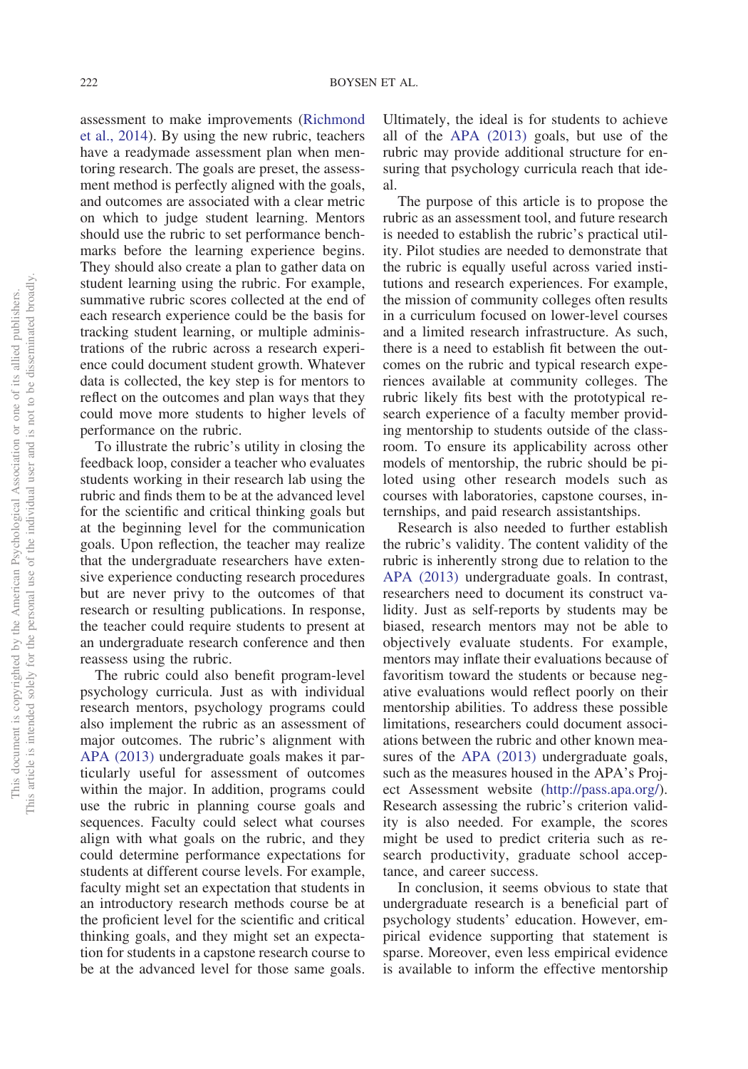assessment to make improvements (Richmond et al., 2014). By using the new rubric, teachers have a readymade assessment plan when mentoring research. The goals are preset, the assessment method is perfectly aligned with the goals, and outcomes are associated with a clear metric on which to judge student learning. Mentors should use the rubric to set performance benchmarks before the learning experience begins. They should also create a plan to gather data on student learning using the rubric. For example, summative rubric scores collected at the end of each research experience could be the basis for tracking student learning, or multiple administrations of the rubric across a research experience could document student growth. Whatever data is collected, the key step is for mentors to reflect on the outcomes and plan ways that they could move more students to higher levels of performance on the rubric.

To illustrate the rubric's utility in closing the feedback loop, consider a teacher who evaluates students working in their research lab using the rubric and finds them to be at the advanced level for the scientific and critical thinking goals but at the beginning level for the communication goals. Upon reflection, the teacher may realize that the undergraduate researchers have extensive experience conducting research procedures but are never privy to the outcomes of that research or resulting publications. In response, the teacher could require students to present at an undergraduate research conference and then reassess using the rubric.

The rubric could also benefit program-level psychology curricula. Just as with individual research mentors, psychology programs could also implement the rubric as an assessment of major outcomes. The rubric's alignment with APA (2013) undergraduate goals makes it particularly useful for assessment of outcomes within the major. In addition, programs could use the rubric in planning course goals and sequences. Faculty could select what courses align with what goals on the rubric, and they could determine performance expectations for students at different course levels. For example, faculty might set an expectation that students in an introductory research methods course be at the proficient level for the scientific and critical thinking goals, and they might set an expectation for students in a capstone research course to be at the advanced level for those same goals. Ultimately, the ideal is for students to achieve all of the APA (2013) goals, but use of the rubric may provide additional structure for ensuring that psychology curricula reach that ideal.

The purpose of this article is to propose the rubric as an assessment tool, and future research is needed to establish the rubric's practical utility. Pilot studies are needed to demonstrate that the rubric is equally useful across varied institutions and research experiences. For example, the mission of community colleges often results in a curriculum focused on lower-level courses and a limited research infrastructure. As such, there is a need to establish fit between the outcomes on the rubric and typical research experiences available at community colleges. The rubric likely fits best with the prototypical research experience of a faculty member providing mentorship to students outside of the classroom. To ensure its applicability across other models of mentorship, the rubric should be piloted using other research models such as courses with laboratories, capstone courses, internships, and paid research assistantships.

Research is also needed to further establish the rubric's validity. The content validity of the rubric is inherently strong due to relation to the APA (2013) undergraduate goals. In contrast, researchers need to document its construct validity. Just as self-reports by students may be biased, research mentors may not be able to objectively evaluate students. For example, mentors may inflate their evaluations because of favoritism toward the students or because negative evaluations would reflect poorly on their mentorship abilities. To address these possible limitations, researchers could document associations between the rubric and other known measures of the APA (2013) undergraduate goals, such as the measures housed in the APA's Project Assessment website (http://pass.apa.org/). Research assessing the rubric's criterion validity is also needed. For example, the scores might be used to predict criteria such as research productivity, graduate school acceptance, and career success.

In conclusion, it seems obvious to state that undergraduate research is a beneficial part of psychology students' education. However, empirical evidence supporting that statement is sparse. Moreover, even less empirical evidence is available to inform the effective mentorship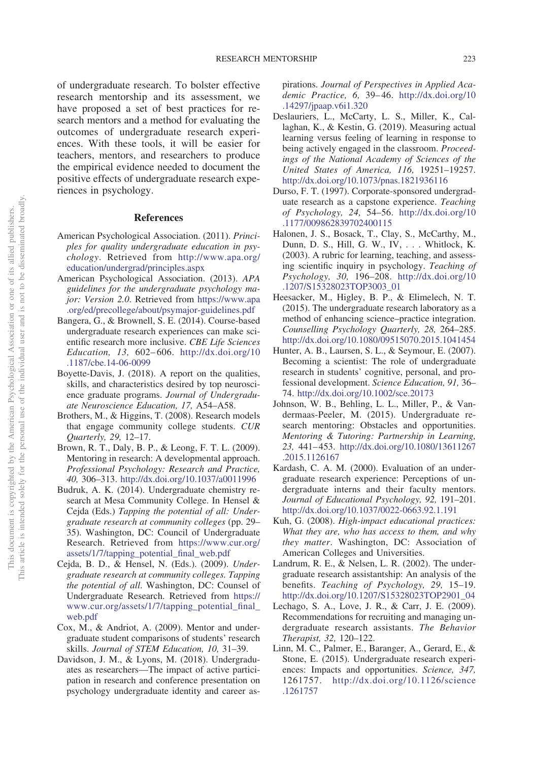of undergraduate research. To bolster effective research mentorship and its assessment, we have proposed a set of best practices for research mentors and a method for evaluating the outcomes of undergraduate research experiences. With these tools, it will be easier for teachers, mentors, and researchers to produce the empirical evidence needed to document the positive effects of undergraduate research experiences in psychology.

## References

American Psychological Association. (2011). *Principles for quality undergraduate education in psychology*. Retrieved from http://www.apa.org/education/undergrad/principles.aspx

American Psychological Association. (2013). *APA guidelines for the undergraduate psychology major: Version 2.0*. Retrieved from https://www.apa.org/ed/precollege/about/psymajor-guidelines.pdf

Bangera, G., & Brownell, S. E. (2014). Course-based undergraduate research experiences can make scientific research more inclusive. *CBE Life Sciences Education, 13,* 602–606. http://dx.doi.org/10.1187/cbe.14-06-0099

Boyette-Davis, J. (2018). A report on the qualities, skills, and characteristics desired by top neuroscience graduate programs. *Journal of Undergraduate Neuroscience Education, 17,* A54–A58.

Brothers, M., & Higgins, T. (2008). Research models that engage community college students. *CUR Quarterly, 29,* 12–17.

Brown, R. T., Daly, B. P., & Leong, F. T. L. (2009). Mentoring in research: A developmental approach. *Professional Psychology: Research and Practice, 40,* 306–313. http://dx.doi.org/10.1037/a0011996

Budruk, A. K. (2014). Undergraduate chemistry research at Mesa Community College. In Hensel & Cejda (Eds.) *Tapping the potential of all: Undergraduate research at community colleges* (pp. 29–35). Washington, DC: Council of Undergraduate Research. Retrieved from https://www.cur.org/assets/1/7/tapping_potential_final_web.pdf

Cejda, B. D., & Hensel, N. (Eds.). (2009). *Undergraduate research at community colleges. Tapping the potential of all*. Washington, DC: Counsel of Undergraduate Research. Retrieved from https://www.cur.org/assets/1/7/tapping_potential_final_web.pdf

Cox, M., & Andriot, A. (2009). Mentor and undergraduate student comparisons of students' research skills. *Journal of STEM Education, 10,* 31–39.

Davidson, J. M., & Lyons, M. (2018). Undergraduates as researchers—The impact of active participation in research and conference presentation on psychology undergraduate identity and career aspirations. *Journal of Perspectives in Applied Academic Practice, 6,* 39–46. http://dx.doi.org/10.14297/jpaap.v6i1.320

Deslauriers, L., McCarty, L. S., Miller, K., Callaghan, K., & Kestin, G. (2019). Measuring actual learning versus feeling of learning in response to being actively engaged in the classroom. *Proceedings of the National Academy of Sciences of the United States of America, 116,* 19251–19257. http://dx.doi.org/10.1073/pnas.1821936116

Durso, F. T. (1997). Corporate-sponsored undergraduate research as a capstone experience. *Teaching of Psychology, 24,* 54–56. http://dx.doi.org/10.1177/009862839702400115

Halonen, J. S., Bosack, T., Clay, S., McCarthy, M., Dunn, D. S., Hill, G. W., IV, . . . Whitlock, K. (2003). A rubric for learning, teaching, and assessing scientific inquiry in psychology. *Teaching of Psychology, 30,* 196–208. http://dx.doi.org/10.1207/S15328023TOP3003_01

Heesacker, M., Higley, B. P., & Elimelech, N. T. (2015). The undergraduate research laboratory as a method of enhancing science–practice integration. *Counselling Psychology Quarterly, 28,* 264–285. http://dx.doi.org/10.1080/09515070.2015.1041454

Hunter, A. B., Laursen, S. L., & Seymour, E. (2007). Becoming a scientist: The role of undergraduate research in students' cognitive, personal, and professional development. *Science Education, 91,* 36–74. http://dx.doi.org/10.1002/sce.20173

Johnson, W. B., Behling, L. L., Miller, P., & Vandermaas-Peeler, M. (2015). Undergraduate research mentoring: Obstacles and opportunities. *Mentoring & Tutoring: Partnership in Learning, 23,* 441–453. http://dx.doi.org/10.1080/13611267.2015.1126167

Kardash, C. A. M. (2000). Evaluation of an undergraduate research experience: Perceptions of undergraduate interns and their faculty mentors. *Journal of Educational Psychology, 92,* 191–201. http://dx.doi.org/10.1037/0022-0663.92.1.191

Kuh, G. (2008). *High-impact educational practices: What they are, who has access to them, and why they matter*. Washington, DC: Association of American Colleges and Universities.

Landrum, R. E., & Nelsen, L. R. (2002). The undergraduate research assistantship: An analysis of the benefits. *Teaching of Psychology, 29,* 15–19. http://dx.doi.org/10.1207/S15328023TOP2901_04

Lechago, S. A., Love, J. R., & Carr, J. E. (2009). Recommendations for recruiting and managing undergraduate research assistants. *The Behavior Therapist, 32,* 120–122.

Linn, M. C., Palmer, E., Baranger, A., Gerard, E., & Stone, E. (2015). Undergraduate research experiences: Impacts and opportunities. *Science, 347,* 1261757. http://dx.doi.org/10.1126/science.1261757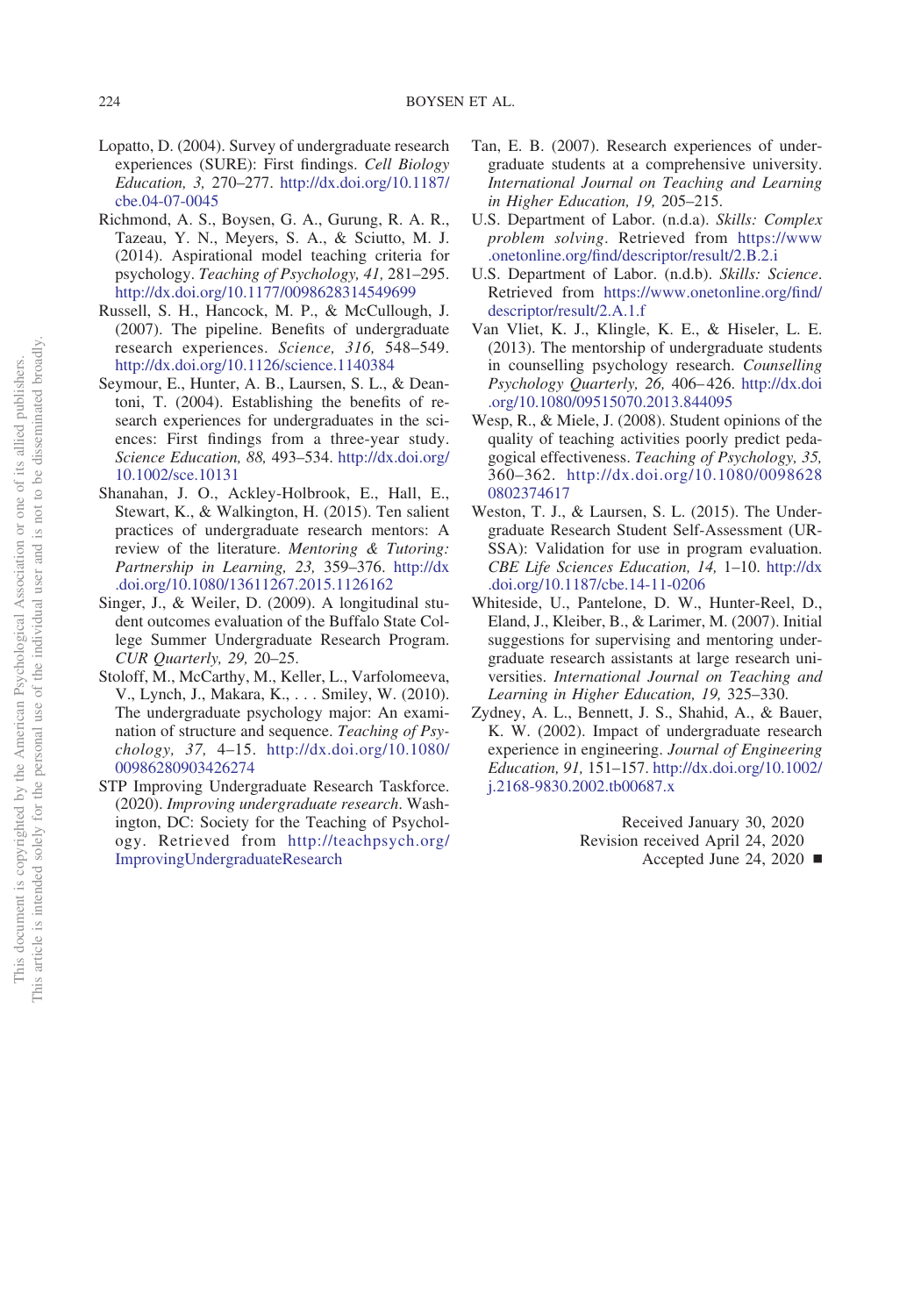Lopatto, D. (2004). Survey of undergraduate research experiences (SURE): First findings. *Cell Biology Education, 3,* 270–277. http://dx.doi.org/10.1187/cbe.04-07-0045

Richmond, A. S., Boysen, G. A., Gurung, R. A. R., Tazeau, Y. N., Meyers, S. A., & Sciutto, M. J. (2014). Aspirational model teaching criteria for psychology. *Teaching of Psychology, 41,* 281–295. http://dx.doi.org/10.1177/0098628314549699

Russell, S. H., Hancock, M. P., & McCullough, J. (2007). The pipeline. Benefits of undergraduate research experiences. *Science, 316,* 548–549. http://dx.doi.org/10.1126/science.1140384

Seymour, E., Hunter, A. B., Laursen, S. L., & Deantoni, T. (2004). Establishing the benefits of research experiences for undergraduates in the sciences: First findings from a three-year study. *Science Education, 88,* 493–534. http://dx.doi.org/10.1002/sce.10131

Shanahan, J. O., Ackley-Holbrook, E., Hall, E., Stewart, K., & Walkington, H. (2015). Ten salient practices of undergraduate research mentors: A review of the literature. *Mentoring & Tutoring: Partnership in Learning, 23,* 359–376. http://dx.doi.org/10.1080/13611267.2015.1126162

Singer, J., & Weiler, D. (2009). A longitudinal student outcomes evaluation of the Buffalo State College Summer Undergraduate Research Program. *CUR Quarterly, 29,* 20–25.

Stoloff, M., McCarthy, M., Keller, L., Varfolomeeva, V., Lynch, J., Makara, K., . . . Smiley, W. (2010). The undergraduate psychology major: An examination of structure and sequence. *Teaching of Psychology, 37,* 4–15. http://dx.doi.org/10.1080/00986280903426274

STP Improving Undergraduate Research Taskforce. (2020). *Improving undergraduate research*. Washington, DC: Society for the Teaching of Psychology. Retrieved from http://teachpsych.org/ImprovingUndergraduateResearch

Tan, E. B. (2007). Research experiences of undergraduate students at a comprehensive university. *International Journal on Teaching and Learning in Higher Education, 19,* 205–215.

U.S. Department of Labor. (n.d.a). *Skills: Complex problem solving*. Retrieved from https://www.onetonline.org/find/descriptor/result/2.B.2.i

U.S. Department of Labor. (n.d.b). *Skills: Science*. Retrieved from https://www.onetonline.org/find/descriptor/result/2.A.1.f

Van Vliet, K. J., Klingle, K. E., & Hiseler, L. E. (2013). The mentorship of undergraduate students in counselling psychology research. *Counselling Psychology Quarterly, 26,* 406–426. http://dx.doi.org/10.1080/09515070.2013.844095

Wesp, R., & Miele, J. (2008). Student opinions of the quality of teaching activities poorly predict pedagogical effectiveness. *Teaching of Psychology, 35,* 360–362. http://dx.doi.org/10.1080/00986280802374617

Weston, T. J., & Laursen, S. L. (2015). The Undergraduate Research Student Self-Assessment (URSSA): Validation for use in program evaluation. *CBE Life Sciences Education, 14,* 1–10. http://dx.doi.org/10.1187/cbe.14-11-0206

Whiteside, U., Pantelone, D. W., Hunter-Reel, D., Eland, J., Kleiber, B., & Larimer, M. (2007). Initial suggestions for supervising and mentoring undergraduate research assistants at large research universities. *International Journal on Teaching and Learning in Higher Education, 19,* 325–330.

Zydney, A. L., Bennett, J. S., Shahid, A., & Bauer, K. W. (2002). Impact of undergraduate research experience in engineering. *Journal of Engineering Education, 91,* 151–157. http://dx.doi.org/10.1002/j.2168-9830.2002.tb00687.x

Received January 30, 2020
Revision received April 24, 2020
Accepted June 24, 2020 ■